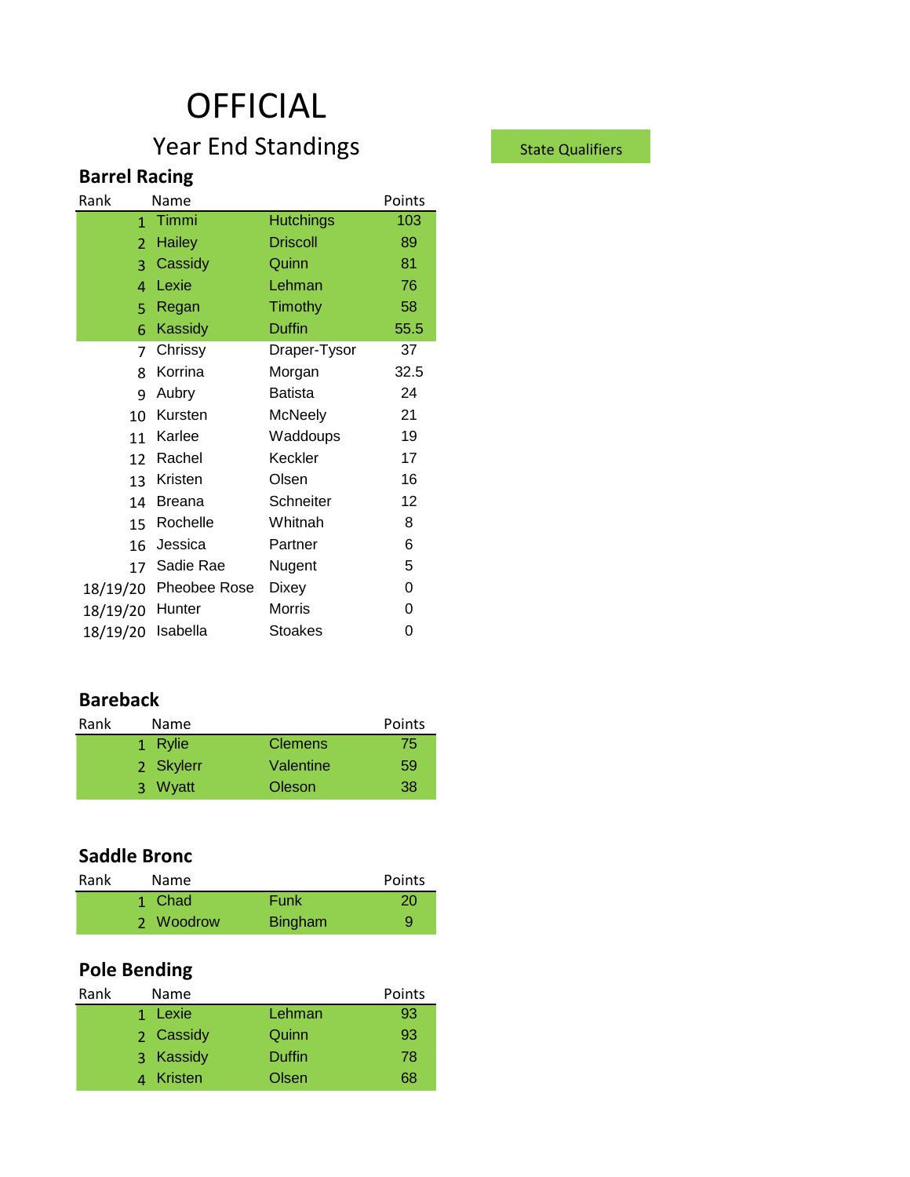# OFFICIAL

## Year End Standings

State Qualifiers

### Barrel Racing

| Rank | Name | | Points |
|---|---|---|---|
| 1 | Timmi | Hutchings | 103 |
| 2 | Hailey | Driscoll | 89 |
| 3 | Cassidy | Quinn | 81 |
| 4 | Lexie | Lehman | 76 |
| 5 | Regan | Timothy | 58 |
| 6 | Kassidy | Duffin | 55.5 |
| 7 | Chrissy | Draper-Tysor | 37 |
| 8 | Korrina | Morgan | 32.5 |
| 9 | Aubry | Batista | 24 |
| 10 | Kursten | McNeely | 21 |
| 11 | Karlee | Waddoups | 19 |
| 12 | Rachel | Keckler | 17 |
| 13 | Kristen | Olsen | 16 |
| 14 | Breana | Schneiter | 12 |
| 15 | Rochelle | Whitnah | 8 |
| 16 | Jessica | Partner | 6 |
| 17 | Sadie Rae | Nugent | 5 |
| 18/19/20 | Pheobee Rose | Dixey | 0 |
| 18/19/20 | Hunter | Morris | 0 |
| 18/19/20 | Isabella | Stoakes | 0 |

### Bareback

| Rank | Name | | Points |
|---|---|---|---|
| 1 | Rylie | Clemens | 75 |
| 2 | Skylerr | Valentine | 59 |
| 3 | Wyatt | Oleson | 38 |

### Saddle Bronc

| Rank | Name | | Points |
|---|---|---|---|
| 1 | Chad | Funk | 20 |
| 2 | Woodrow | Bingham | 9 |

### Pole Bending

| Rank | Name | | Points |
|---|---|---|---|
| 1 | Lexie | Lehman | 93 |
| 2 | Cassidy | Quinn | 93 |
| 3 | Kassidy | Duffin | 78 |
| 4 | Kristen | Olsen | 68 |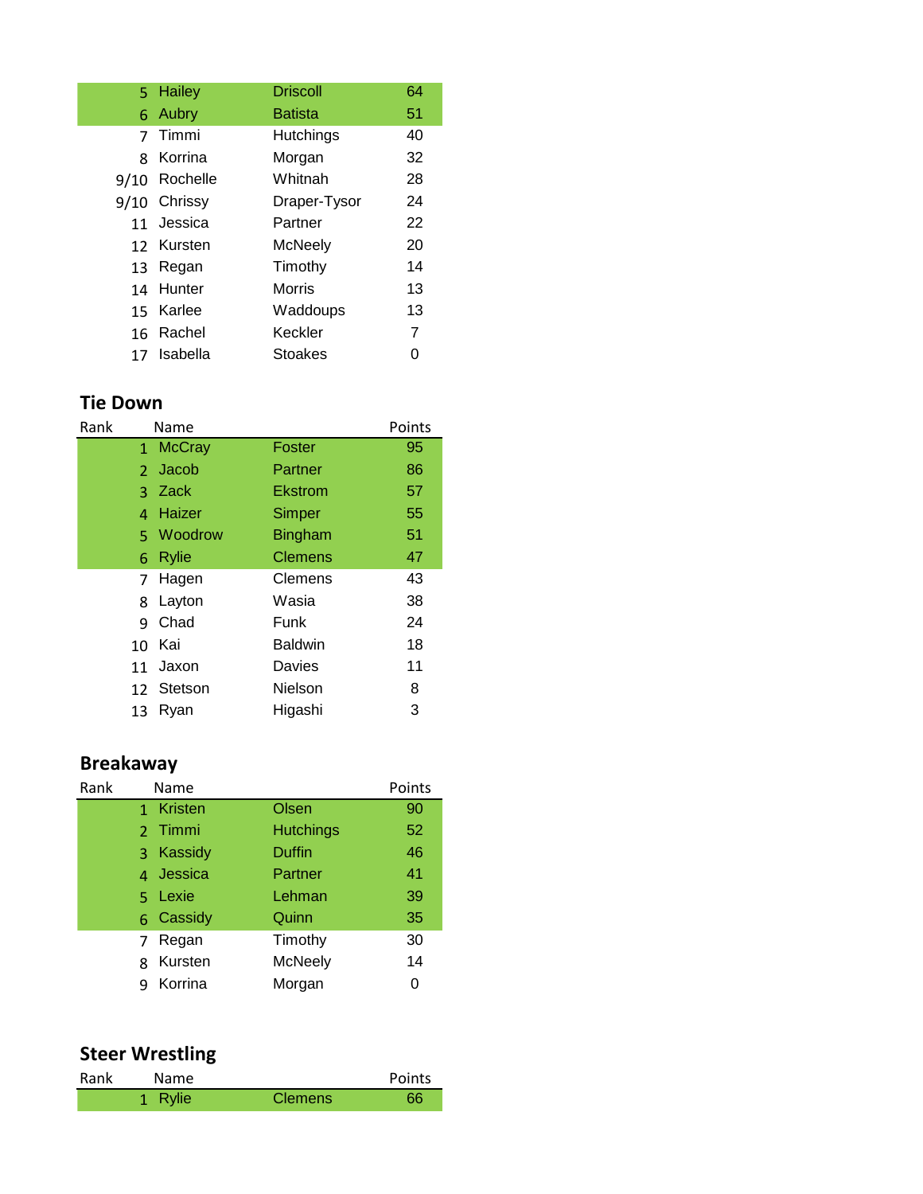| Rank | Name | | Points |
|---|---|---|---|
| 5 | Hailey | Driscoll | 64 |
| 6 | Aubry | Batista | 51 |
| 7 | Timmi | Hutchings | 40 |
| 8 | Korrina | Morgan | 32 |
| 9/10 | Rochelle | Whitnah | 28 |
| 9/10 | Chrissy | Draper-Tysor | 24 |
| 11 | Jessica | Partner | 22 |
| 12 | Kursten | McNeely | 20 |
| 13 | Regan | Timothy | 14 |
| 14 | Hunter | Morris | 13 |
| 15 | Karlee | Waddoups | 13 |
| 16 | Rachel | Keckler | 7 |
| 17 | Isabella | Stoakes | 0 |

## Tie Down

| Rank | Name | | Points |
|---|---|---|---|
| 1 | McCray | Foster | 95 |
| 2 | Jacob | Partner | 86 |
| 3 | Zack | Ekstrom | 57 |
| 4 | Haizer | Simper | 55 |
| 5 | Woodrow | Bingham | 51 |
| 6 | Rylie | Clemens | 47 |
| 7 | Hagen | Clemens | 43 |
| 8 | Layton | Wasia | 38 |
| 9 | Chad | Funk | 24 |
| 10 | Kai | Baldwin | 18 |
| 11 | Jaxon | Davies | 11 |
| 12 | Stetson | Nielson | 8 |
| 13 | Ryan | Higashi | 3 |

## Breakaway

| Rank | Name | | Points |
|---|---|---|---|
| 1 | Kristen | Olsen | 90 |
| 2 | Timmi | Hutchings | 52 |
| 3 | Kassidy | Duffin | 46 |
| 4 | Jessica | Partner | 41 |
| 5 | Lexie | Lehman | 39 |
| 6 | Cassidy | Quinn | 35 |
| 7 | Regan | Timothy | 30 |
| 8 | Kursten | McNeely | 14 |
| 9 | Korrina | Morgan | 0 |

## Steer Wrestling

| Rank | Name | | Points |
|---|---|---|---|
| 1 | Rylie | Clemens | 66 |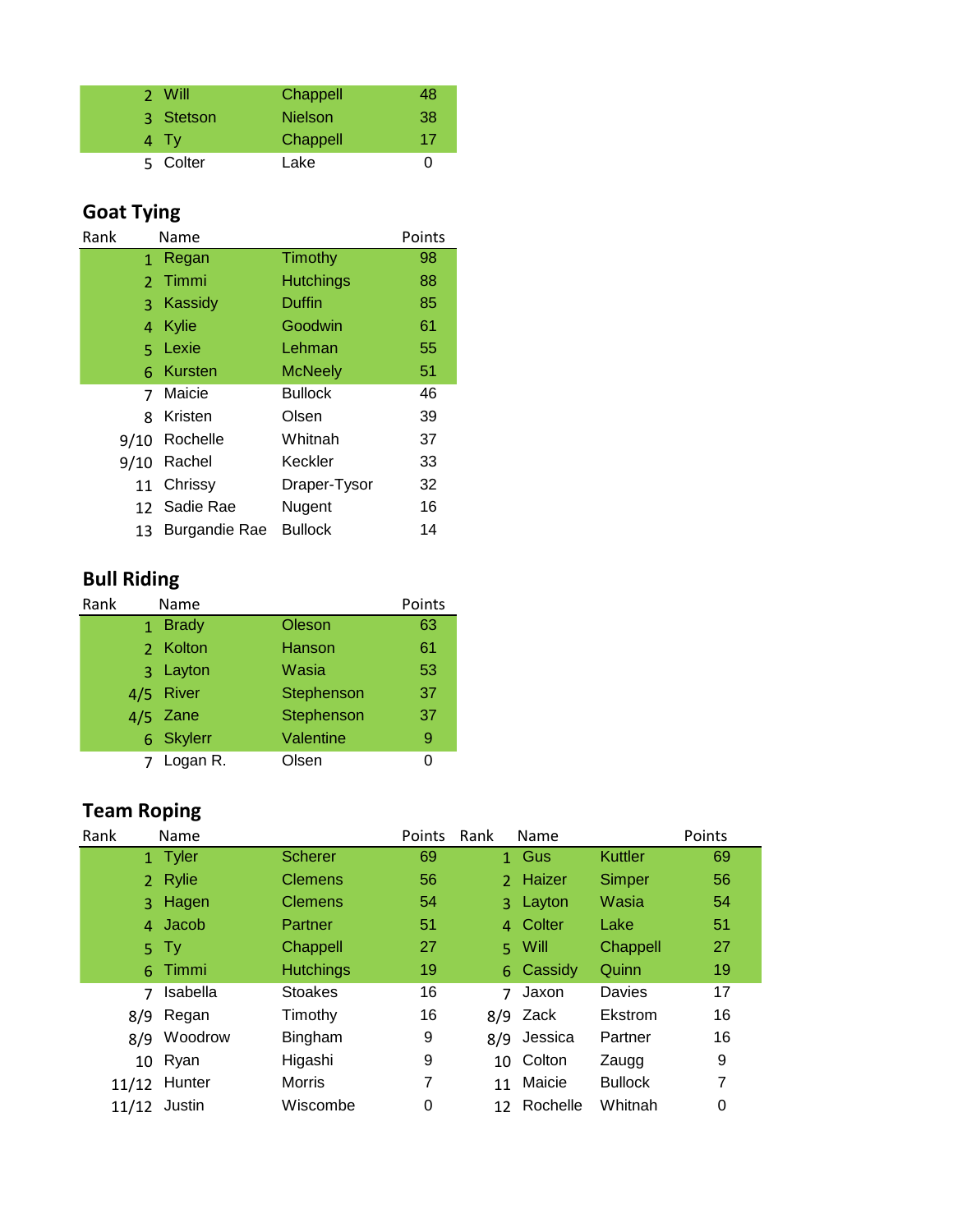| | | | |
|---|---|---|---|
| 2 | Will | Chappell | 48 |
| 3 | Stetson | Nielson | 38 |
| 4 | Ty | Chappell | 17 |
| 5 | Colter | Lake | 0 |

## Goat Tying

| Rank | Name | | Points |
|---|---|---|---|
| 1 | Regan | Timothy | 98 |
| 2 | Timmi | Hutchings | 88 |
| 3 | Kassidy | Duffin | 85 |
| 4 | Kylie | Goodwin | 61 |
| 5 | Lexie | Lehman | 55 |
| 6 | Kursten | McNeely | 51 |
| 7 | Maicie | Bullock | 46 |
| 8 | Kristen | Olsen | 39 |
| 9/10 | Rochelle | Whitnah | 37 |
| 9/10 | Rachel | Keckler | 33 |
| 11 | Chrissy | Draper-Tysor | 32 |
| 12 | Sadie Rae | Nugent | 16 |
| 13 | Burgandie Rae | Bullock | 14 |

## Bull Riding

| Rank | Name | | Points |
|---|---|---|---|
| 1 | Brady | Oleson | 63 |
| 2 | Kolton | Hanson | 61 |
| 3 | Layton | Wasia | 53 |
| 4/5 | River | Stephenson | 37 |
| 4/5 | Zane | Stephenson | 37 |
| 6 | Skylerr | Valentine | 9 |
| 7 | Logan R. | Olsen | 0 |

## Team Roping

| Rank | Name | | Points | Rank | Name | | Points |
|---|---|---|---|---|---|---|---|
| 1 | Tyler | Scherer | 69 | 1 | Gus | Kuttler | 69 |
| 2 | Rylie | Clemens | 56 | 2 | Haizer | Simper | 56 |
| 3 | Hagen | Clemens | 54 | 3 | Layton | Wasia | 54 |
| 4 | Jacob | Partner | 51 | 4 | Colter | Lake | 51 |
| 5 | Ty | Chappell | 27 | 5 | Will | Chappell | 27 |
| 6 | Timmi | Hutchings | 19 | 6 | Cassidy | Quinn | 19 |
| 7 | Isabella | Stoakes | 16 | 7 | Jaxon | Davies | 17 |
| 8/9 | Regan | Timothy | 16 | 8/9 | Zack | Ekstrom | 16 |
| 8/9 | Woodrow | Bingham | 9 | 8/9 | Jessica | Partner | 16 |
| 10 | Ryan | Higashi | 9 | 10 | Colton | Zaugg | 9 |
| 11/12 | Hunter | Morris | 7 | 11 | Maicie | Bullock | 7 |
| 11/12 | Justin | Wiscombe | 0 | 12 | Rochelle | Whitnah | 0 |